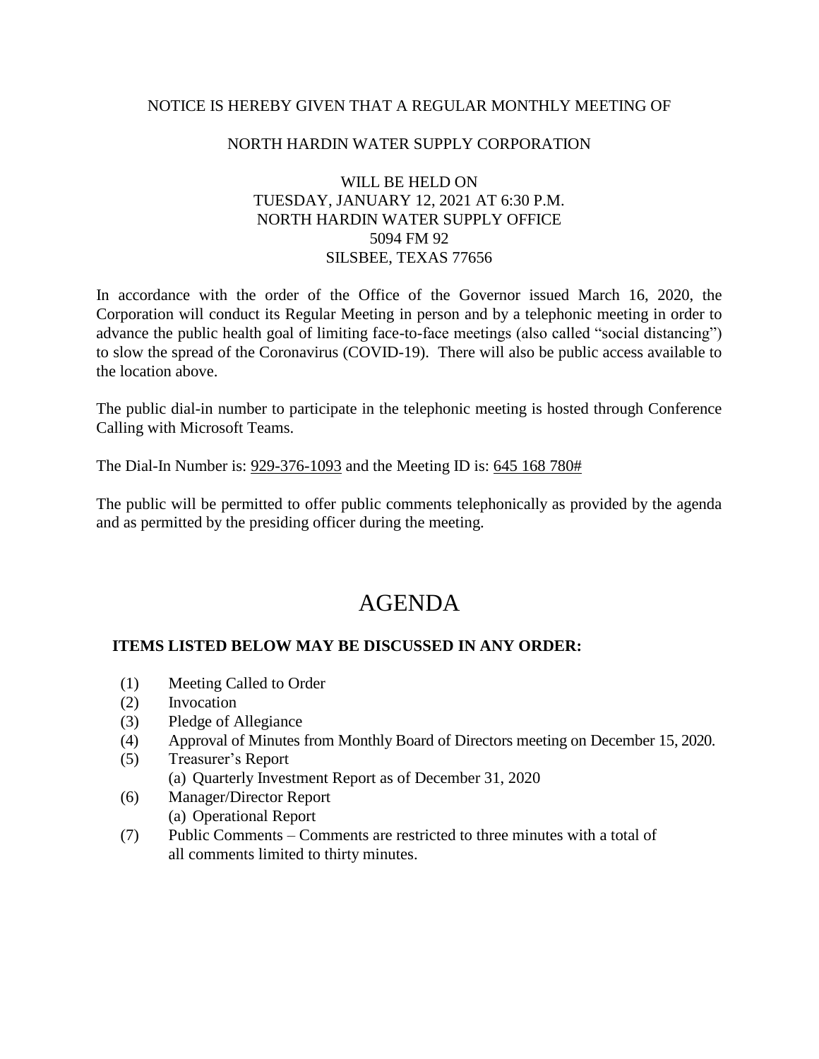NOTICE IS HEREBY GIVEN THAT A REGULAR MONTHLY MEETING OF

NORTH HARDIN WATER SUPPLY CORPORATION

WILL BE HELD ON
TUESDAY, JANUARY 12, 2021 AT 6:30 P.M.
NORTH HARDIN WATER SUPPLY OFFICE
5094 FM 92
SILSBEE, TEXAS 77656

In accordance with the order of the Office of the Governor issued March 16, 2020, the Corporation will conduct its Regular Meeting in person and by a telephonic meeting in order to advance the public health goal of limiting face-to-face meetings (also called "social distancing") to slow the spread of the Coronavirus (COVID-19). There will also be public access available to the location above.

The public dial-in number to participate in the telephonic meeting is hosted through Conference Calling with Microsoft Teams.

The Dial-In Number is: 929-376-1093 and the Meeting ID is: 645 168 780#

The public will be permitted to offer public comments telephonically as provided by the agenda and as permitted by the presiding officer during the meeting.

# AGENDA

**ITEMS LISTED BELOW MAY BE DISCUSSED IN ANY ORDER:**

(1) Meeting Called to Order
(2) Invocation
(3) Pledge of Allegiance
(4) Approval of Minutes from Monthly Board of Directors meeting on December 15, 2020.
(5) Treasurer's Report
    (a) Quarterly Investment Report as of December 31, 2020
(6) Manager/Director Report
    (a) Operational Report
(7) Public Comments – Comments are restricted to three minutes with a total of all comments limited to thirty minutes.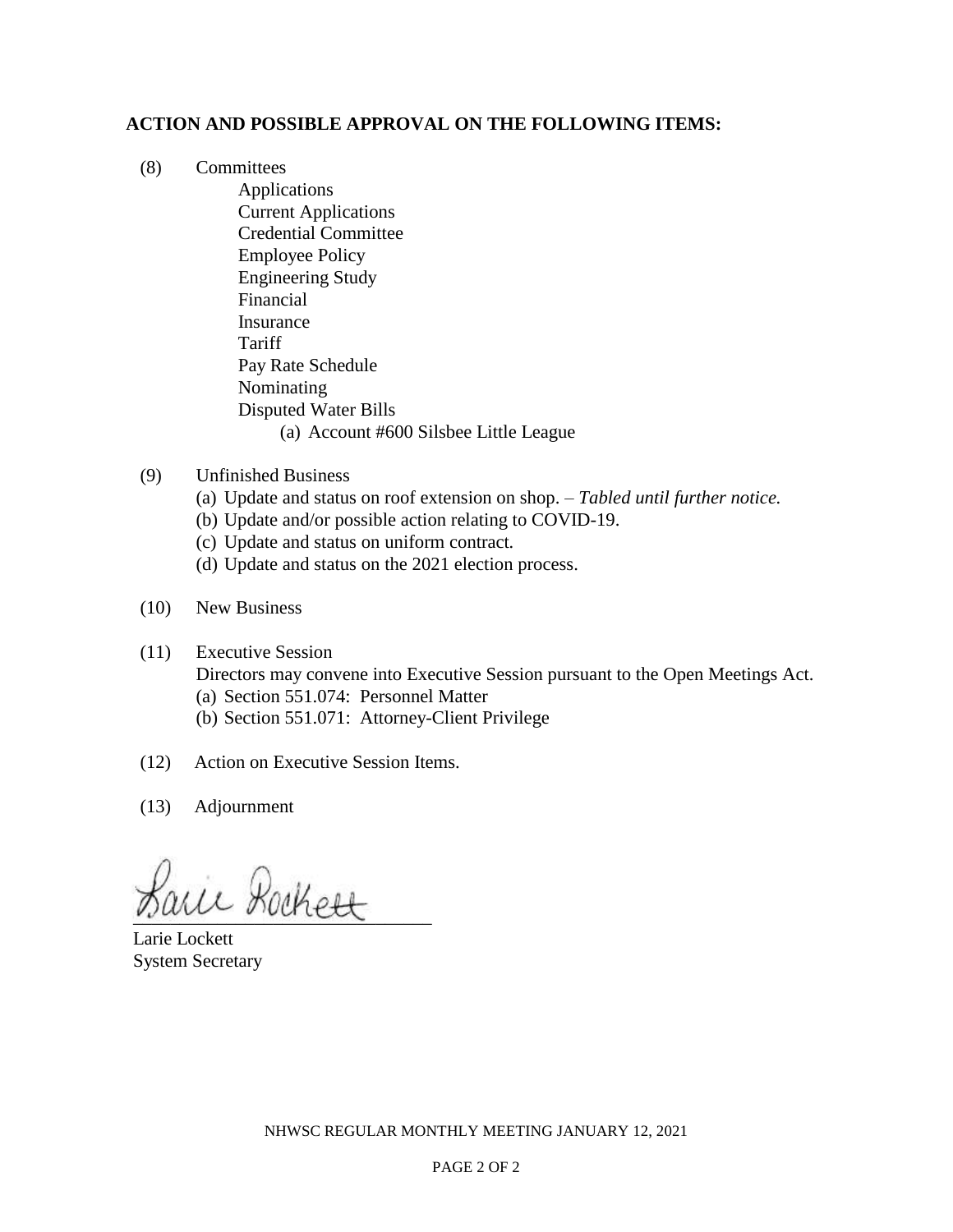**ACTION AND POSSIBLE APPROVAL ON THE FOLLOWING ITEMS:**

(8) Committees
- Applications
- Current Applications
- Credential Committee
- Employee Policy
- Engineering Study
- Financial
- Insurance
- Tariff
- Pay Rate Schedule
- Nominating
- Disputed Water Bills
  - (a) Account #600 Silsbee Little League

(9) Unfinished Business
- (a) Update and status on roof extension on shop. – *Tabled until further notice.*
- (b) Update and/or possible action relating to COVID-19.
- (c) Update and status on uniform contract.
- (d) Update and status on the 2021 election process.

(10) New Business

(11) Executive Session
Directors may convene into Executive Session pursuant to the Open Meetings Act.
- (a) Section 551.074: Personnel Matter
- (b) Section 551.071: Attorney-Client Privilege

(12) Action on Executive Session Items.

(13) Adjournment

Larie Lockett
Larie Lockett
System Secretary

NHWSC REGULAR MONTHLY MEETING JANUARY 12, 2021